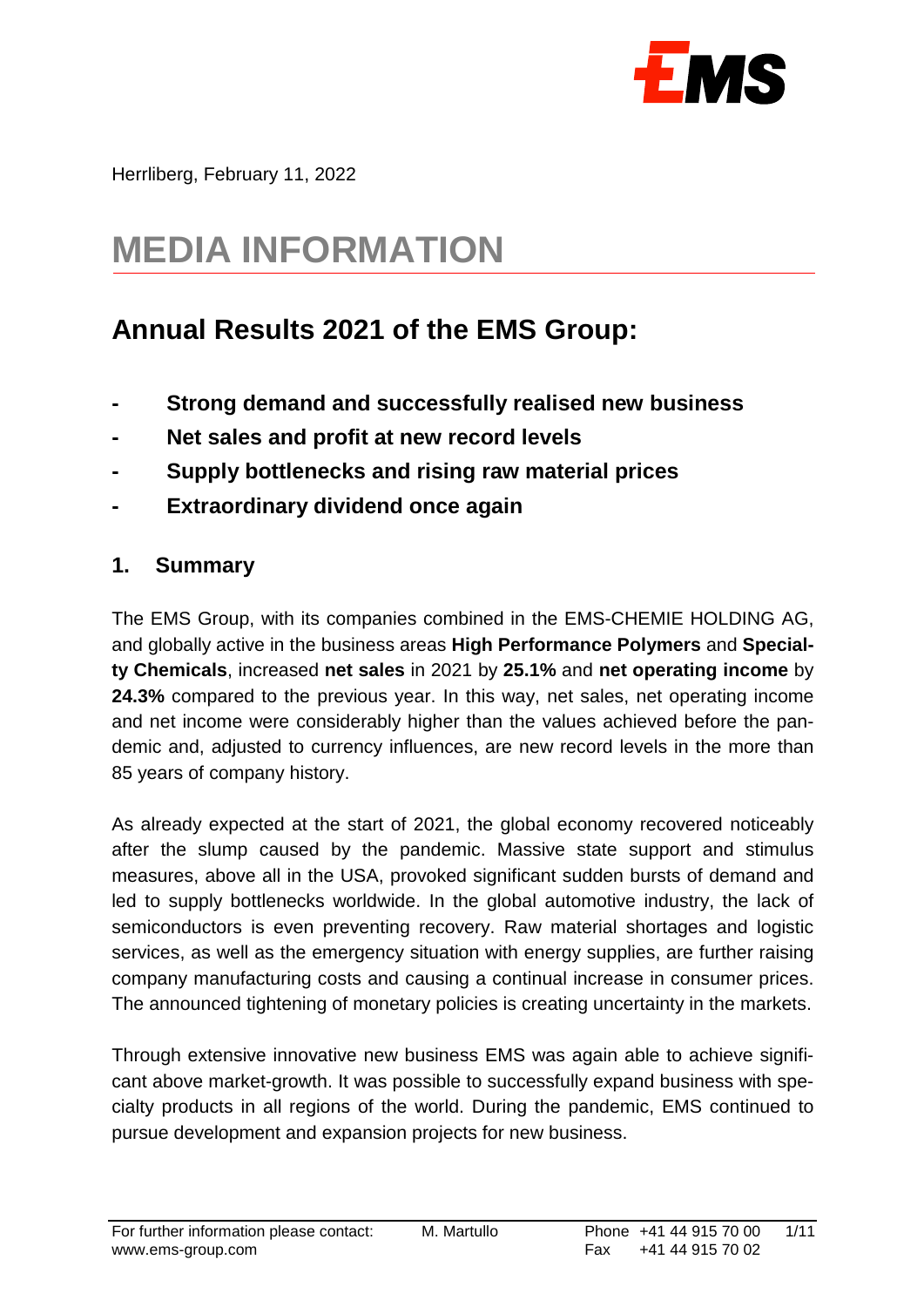Herrliberg, February 11, 2022

# MEDIA INFORMATION

## Annual Results 2021 of the EMS Group:

- **Strong demand and successfully realised new business**
- **Net sales and profit at new record levels**
- **Supply bottlenecks and rising raw material prices**
- **Extraordinary dividend once again**

### 1. Summary

The EMS Group, with its companies combined in the EMS-CHEMIE HOLDING AG, and globally active in the business areas **High Performance Polymers** and **Specialty Chemicals**, increased **net sales** in 2021 by **25.1%** and **net operating income** by **24.3%** compared to the previous year. In this way, net sales, net operating income and net income were considerably higher than the values achieved before the pandemic and, adjusted to currency influences, are new record levels in the more than 85 years of company history.

As already expected at the start of 2021, the global economy recovered noticeably after the slump caused by the pandemic. Massive state support and stimulus measures, above all in the USA, provoked significant sudden bursts of demand and led to supply bottlenecks worldwide. In the global automotive industry, the lack of semiconductors is even preventing recovery. Raw material shortages and logistic services, as well as the emergency situation with energy supplies, are further raising company manufacturing costs and causing a continual increase in consumer prices. The announced tightening of monetary policies is creating uncertainty in the markets.

Through extensive innovative new business EMS was again able to achieve significant above market-growth. It was possible to successfully expand business with specialty products in all regions of the world. During the pandemic, EMS continued to pursue development and expansion projects for new business.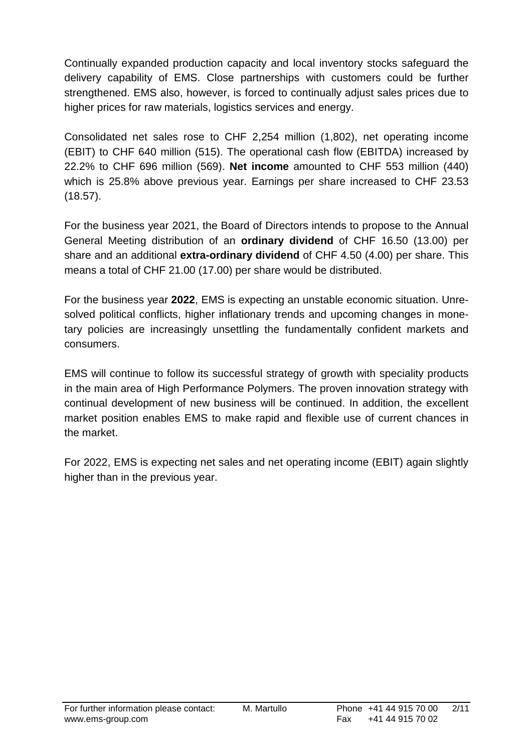Continually expanded production capacity and local inventory stocks safeguard the delivery capability of EMS. Close partnerships with customers could be further strengthened. EMS also, however, is forced to continually adjust sales prices due to higher prices for raw materials, logistics services and energy.

Consolidated net sales rose to CHF 2,254 million (1,802), net operating income (EBIT) to CHF 640 million (515). The operational cash flow (EBITDA) increased by 22.2% to CHF 696 million (569). **Net income** amounted to CHF 553 million (440) which is 25.8% above previous year. Earnings per share increased to CHF 23.53 (18.57).

For the business year 2021, the Board of Directors intends to propose to the Annual General Meeting distribution of an **ordinary dividend** of CHF 16.50 (13.00) per share and an additional **extra-ordinary dividend** of CHF 4.50 (4.00) per share. This means a total of CHF 21.00 (17.00) per share would be distributed.

For the business year **2022**, EMS is expecting an unstable economic situation. Unresolved political conflicts, higher inflationary trends and upcoming changes in monetary policies are increasingly unsettling the fundamentally confident markets and consumers.

EMS will continue to follow its successful strategy of growth with speciality products in the main area of High Performance Polymers. The proven innovation strategy with continual development of new business will be continued. In addition, the excellent market position enables EMS to make rapid and flexible use of current chances in the market.

For 2022, EMS is expecting net sales and net operating income (EBIT) again slightly higher than in the previous year.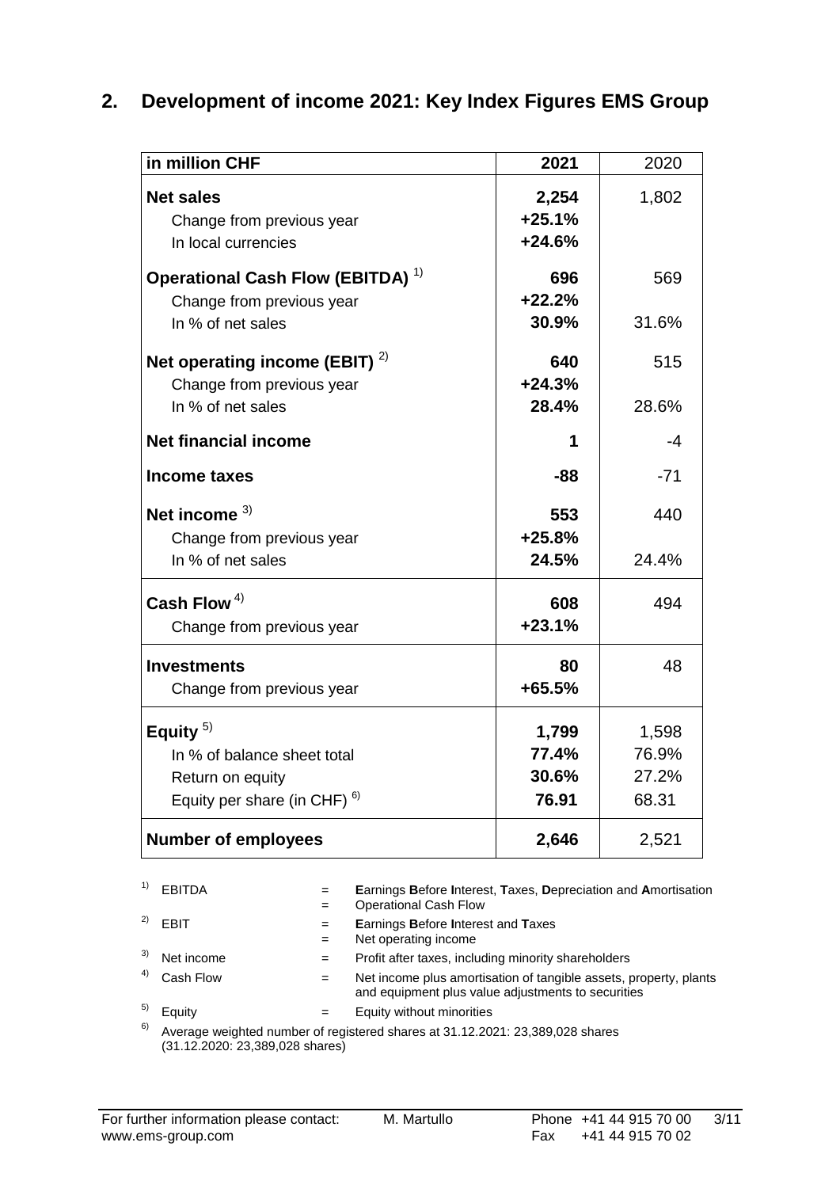## 2. Development of income 2021: Key Index Figures EMS Group

| in million CHF | 2021 | 2020 |
|---|---|---|
| **Net sales** | **2,254** | 1,802 |
| Change from previous year | **+25.1%** | |
| In local currencies | **+24.6%** | |
| **Operational Cash Flow (EBITDA)** [1] | **696** | 569 |
| Change from previous year | **+22.2%** | |
| In % of net sales | **30.9%** | 31.6% |
| **Net operating income (EBIT)** [2] | **640** | 515 |
| Change from previous year | **+24.3%** | |
| In % of net sales | **28.4%** | 28.6% |
| **Net financial income** | **1** | -4 |
| **Income taxes** | **-88** | -71 |
| **Net income** [3] | **553** | 440 |
| Change from previous year | **+25.8%** | |
| In % of net sales | **24.5%** | 24.4% |
| **Cash Flow** [4] | **608** | 494 |
| Change from previous year | **+23.1%** | |
| **Investments** | **80** | 48 |
| Change from previous year | **+65.5%** | |
| **Equity** [5] | **1,799** | 1,598 |
| In % of balance sheet total | **77.4%** | 76.9% |
| Return on equity | **30.6%** | 27.2% |
| Equity per share (in CHF) [6] | **76.91** | 68.31 |
| **Number of employees** | **2,646** | 2,521 |

[1] EBITDA = **E**arnings **B**efore **I**nterest, **T**axes, **D**epreciation and **A**mortisation = Operational Cash Flow

[2] EBIT = **E**arnings **B**efore **I**nterest and **T**axes = Net operating income

[3] Net income = Profit after taxes, including minority shareholders

[4] Cash Flow = Net income plus amortisation of tangible assets, property, plants and equipment plus value adjustments to securities

[5] Equity = Equity without minorities

[6] Average weighted number of registered shares at 31.12.2021: 23,389,028 shares (31.12.2020: 23,389,028 shares)

For further information please contact: M. Martullo Phone +41 44 915 70 00
www.ems-group.com Fax +41 44 915 70 02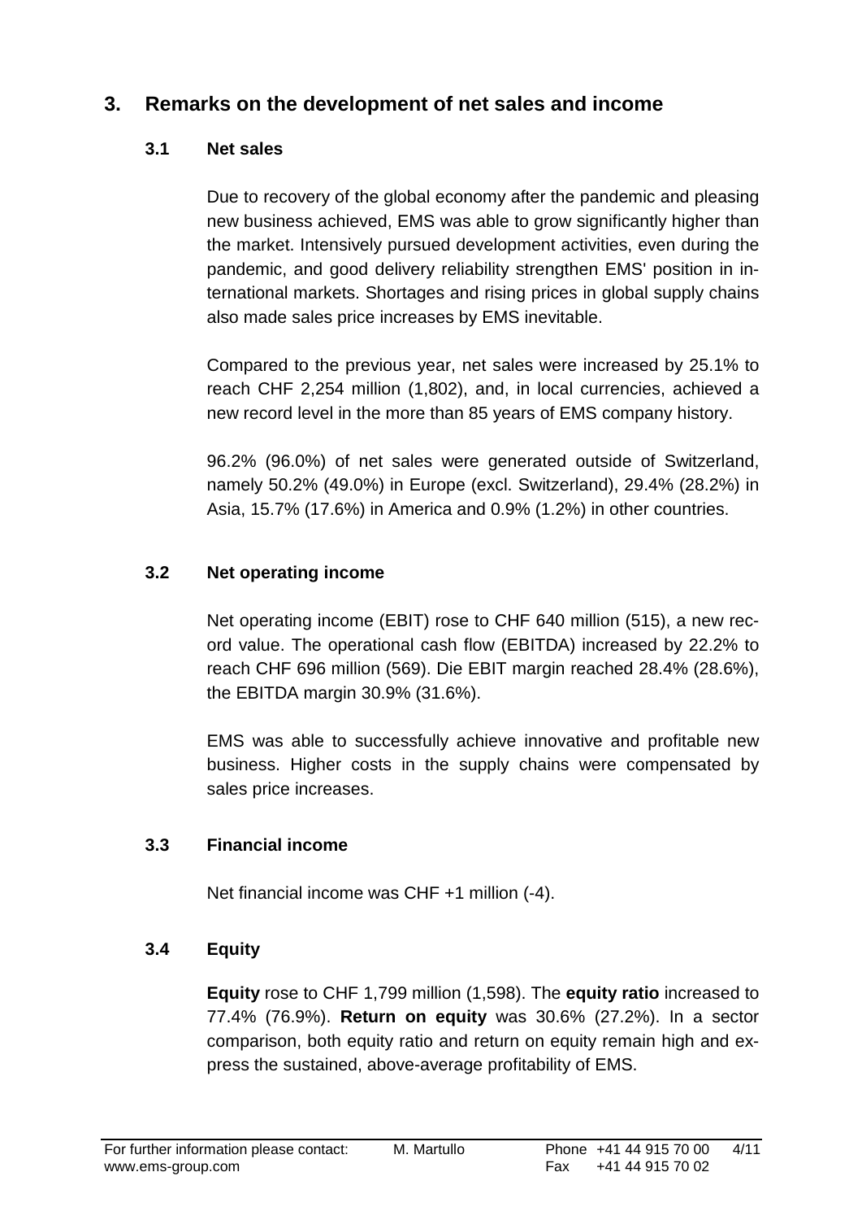## 3. Remarks on the development of net sales and income

### 3.1 Net sales

Due to recovery of the global economy after the pandemic and pleasing new business achieved, EMS was able to grow significantly higher than the market. Intensively pursued development activities, even during the pandemic, and good delivery reliability strengthen EMS' position in international markets. Shortages and rising prices in global supply chains also made sales price increases by EMS inevitable.

Compared to the previous year, net sales were increased by 25.1% to reach CHF 2,254 million (1,802), and, in local currencies, achieved a new record level in the more than 85 years of EMS company history.

96.2% (96.0%) of net sales were generated outside of Switzerland, namely 50.2% (49.0%) in Europe (excl. Switzerland), 29.4% (28.2%) in Asia, 15.7% (17.6%) in America and 0.9% (1.2%) in other countries.

### 3.2 Net operating income

Net operating income (EBIT) rose to CHF 640 million (515), a new record value. The operational cash flow (EBITDA) increased by 22.2% to reach CHF 696 million (569). Die EBIT margin reached 28.4% (28.6%), the EBITDA margin 30.9% (31.6%).

EMS was able to successfully achieve innovative and profitable new business. Higher costs in the supply chains were compensated by sales price increases.

### 3.3 Financial income

Net financial income was CHF +1 million (-4).

### 3.4 Equity

**Equity** rose to CHF 1,799 million (1,598). The **equity ratio** increased to 77.4% (76.9%). **Return on equity** was 30.6% (27.2%). In a sector comparison, both equity ratio and return on equity remain high and express the sustained, above-average profitability of EMS.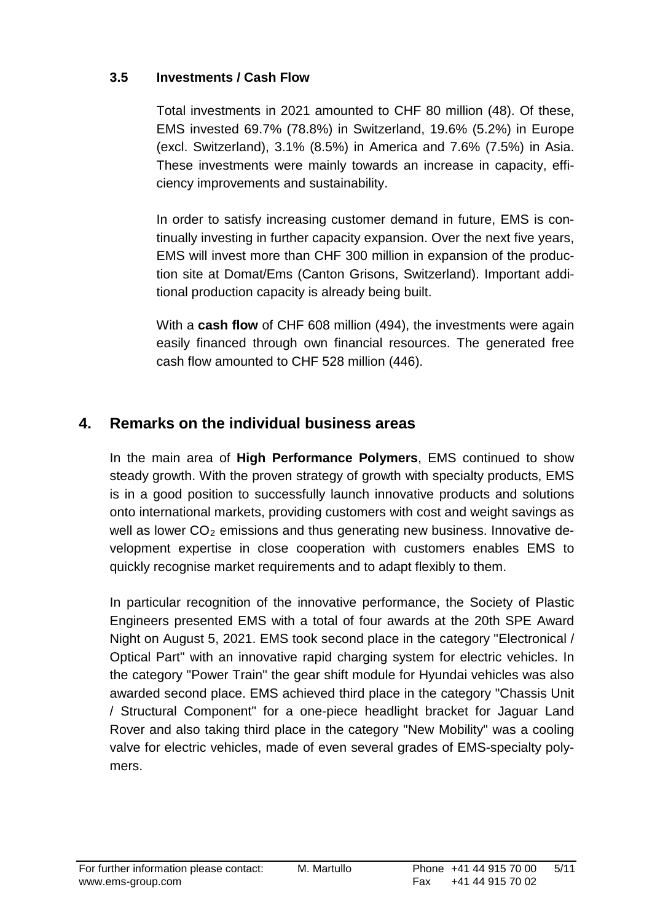### 3.5 Investments / Cash Flow

Total investments in 2021 amounted to CHF 80 million (48). Of these, EMS invested 69.7% (78.8%) in Switzerland, 19.6% (5.2%) in Europe (excl. Switzerland), 3.1% (8.5%) in America and 7.6% (7.5%) in Asia. These investments were mainly towards an increase in capacity, efficiency improvements and sustainability.

In order to satisfy increasing customer demand in future, EMS is continually investing in further capacity expansion. Over the next five years, EMS will invest more than CHF 300 million in expansion of the production site at Domat/Ems (Canton Grisons, Switzerland). Important additional production capacity is already being built.

With a **cash flow** of CHF 608 million (494), the investments were again easily financed through own financial resources. The generated free cash flow amounted to CHF 528 million (446).

## 4. Remarks on the individual business areas

In the main area of **High Performance Polymers**, EMS continued to show steady growth. With the proven strategy of growth with specialty products, EMS is in a good position to successfully launch innovative products and solutions onto international markets, providing customers with cost and weight savings as well as lower $CO_2$ emissions and thus generating new business. Innovative development expertise in close cooperation with customers enables EMS to quickly recognise market requirements and to adapt flexibly to them.

In particular recognition of the innovative performance, the Society of Plastic Engineers presented EMS with a total of four awards at the 20th SPE Award Night on August 5, 2021. EMS took second place in the category "Electronical / Optical Part" with an innovative rapid charging system for electric vehicles. In the category "Power Train" the gear shift module for Hyundai vehicles was also awarded second place. EMS achieved third place in the category "Chassis Unit / Structural Component" for a one-piece headlight bracket for Jaguar Land Rover and also taking third place in the category "New Mobility" was a cooling valve for electric vehicles, made of even several grades of EMS-specialty polymers.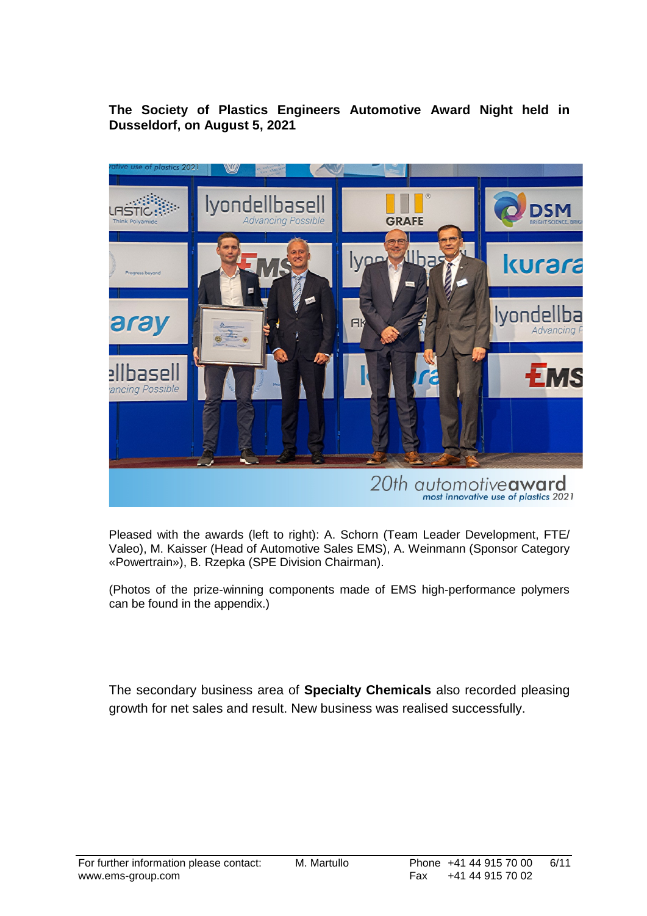**The Society of Plastics Engineers Automotive Award Night held in Dusseldorf, on August 5, 2021**

Pleased with the awards (left to right): A. Schorn (Team Leader Development, FTE/ Valeo), M. Kaisser (Head of Automotive Sales EMS), A. Weinmann (Sponsor Category «Powertrain»), B. Rzepka (SPE Division Chairman).

(Photos of the prize-winning components made of EMS high-performance polymers can be found in the appendix.)

The secondary business area of **Specialty Chemicals** also recorded pleasing growth for net sales and result. New business was realised successfully.

For further information please contact: M. Martullo Phone +41 44 915 70 00
www.ems-group.com Fax +41 44 915 70 02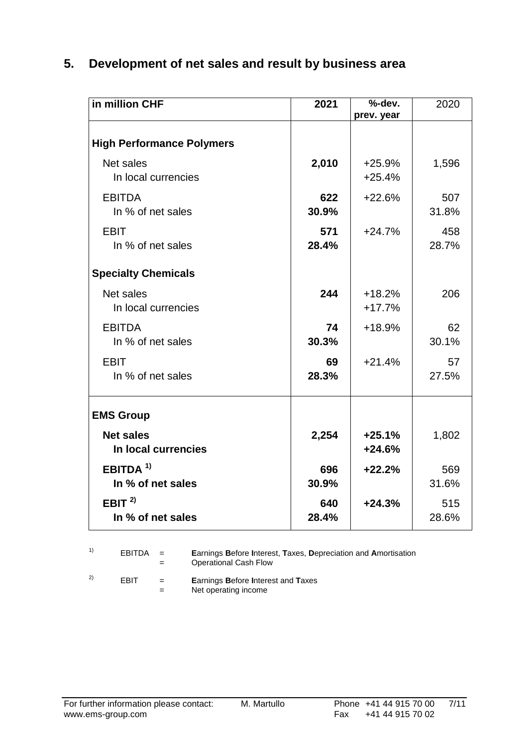## 5. Development of net sales and result by business area

| in million CHF | 2021 | %-dev. prev. year | 2020 |
|---|---|---|---|
| **High Performance Polymers** | | | |
| Net sales | **2,010** | +25.9% | 1,596 |
| In local currencies | | +25.4% | |
| EBITDA | **622** | +22.6% | 507 |
| In % of net sales | **30.9%** | | 31.8% |
| EBIT | **571** | +24.7% | 458 |
| In % of net sales | **28.4%** | | 28.7% |
| **Specialty Chemicals** | | | |
| Net sales | **244** | +18.2% | 206 |
| In local currencies | | +17.7% | |
| EBITDA | **74** | +18.9% | 62 |
| In % of net sales | **30.3%** | | 30.1% |
| EBIT | **69** | +21.4% | 57 |
| In % of net sales | **28.3%** | | 27.5% |
| **EMS Group** | | | |
| **Net sales** | **2,254** | **+25.1%** | 1,802 |
| **In local currencies** | | **+24.6%** | |
| **EBITDA [1]** | **696** | **+22.2%** | 569 |
| **In % of net sales** | **30.9%** | | 31.6% |
| **EBIT [2]** | **640** | **+24.3%** | 515 |
| **In % of net sales** | **28.4%** | | 28.6% |

[1] EBITDA = **E**arnings **B**efore **I**nterest, **T**axes, **D**epreciation and **A**mortisation
= Operational Cash Flow

[2] EBIT = **E**arnings **B**efore **I**nterest and **T**axes
= Net operating income

For further information please contact: M. Martullo Phone +41 44 915 70 00
www.ems-group.com Fax +41 44 915 70 02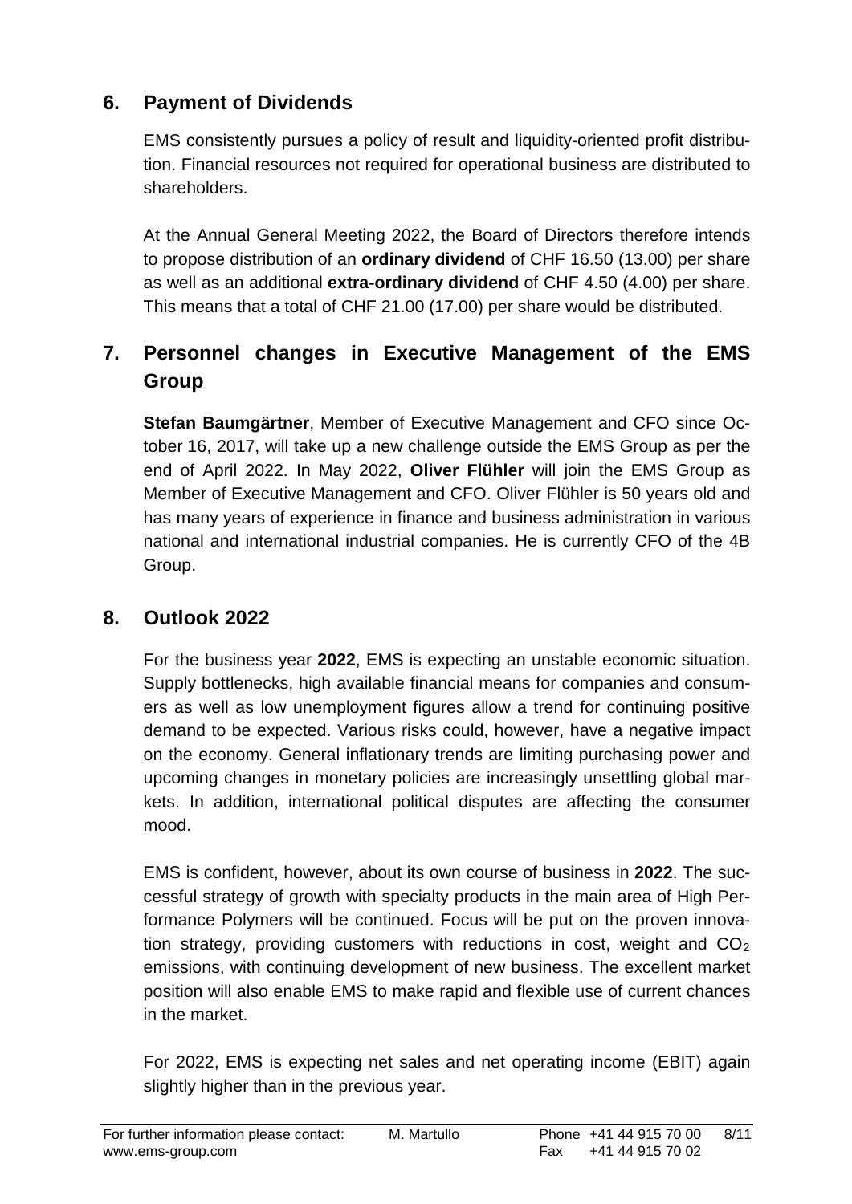## 6. Payment of Dividends

EMS consistently pursues a policy of result and liquidity-oriented profit distribution. Financial resources not required for operational business are distributed to shareholders.

At the Annual General Meeting 2022, the Board of Directors therefore intends to propose distribution of an **ordinary dividend** of CHF 16.50 (13.00) per share as well as an additional **extra-ordinary dividend** of CHF 4.50 (4.00) per share. This means that a total of CHF 21.00 (17.00) per share would be distributed.

## 7. Personnel changes in Executive Management of the EMS Group

**Stefan Baumgärtner**, Member of Executive Management and CFO since October 16, 2017, will take up a new challenge outside the EMS Group as per the end of April 2022. In May 2022, **Oliver Flühler** will join the EMS Group as Member of Executive Management and CFO. Oliver Flühler is 50 years old and has many years of experience in finance and business administration in various national and international industrial companies. He is currently CFO of the 4B Group.

## 8. Outlook 2022

For the business year **2022**, EMS is expecting an unstable economic situation. Supply bottlenecks, high available financial means for companies and consumers as well as low unemployment figures allow a trend for continuing positive demand to be expected. Various risks could, however, have a negative impact on the economy. General inflationary trends are limiting purchasing power and upcoming changes in monetary policies are increasingly unsettling global markets. In addition, international political disputes are affecting the consumer mood.

EMS is confident, however, about its own course of business in **2022**. The successful strategy of growth with specialty products in the main area of High Performance Polymers will be continued. Focus will be put on the proven innovation strategy, providing customers with reductions in cost, weight and $CO_2$ emissions, with continuing development of new business. The excellent market position will also enable EMS to make rapid and flexible use of current chances in the market.

For 2022, EMS is expecting net sales and net operating income (EBIT) again slightly higher than in the previous year.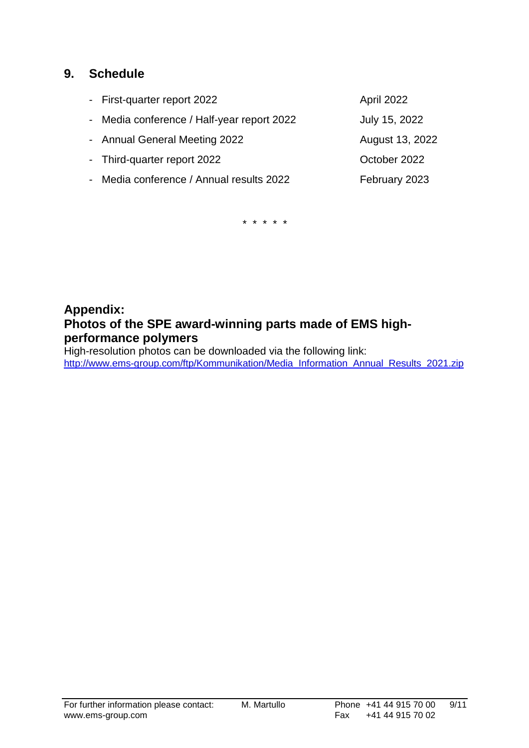## 9. Schedule

| | |
|---|---|
| - First-quarter report 2022 | April 2022 |
| - Media conference / Half-year report 2022 | July 15, 2022 |
| - Annual General Meeting 2022 | August 13, 2022 |
| - Third-quarter report 2022 | October 2022 |
| - Media conference / Annual results 2022 | February 2023 |

* * * * *

## Appendix:
## Photos of the SPE award-winning parts made of EMS high-performance polymers

High-resolution photos can be downloaded via the following link:
http://www.ems-group.com/ftp/Kommunikation/Media_Information_Annual_Results_2021.zip

For further information please contact: M. Martullo Phone +41 44 915 70 00
www.ems-group.com Fax +41 44 915 70 02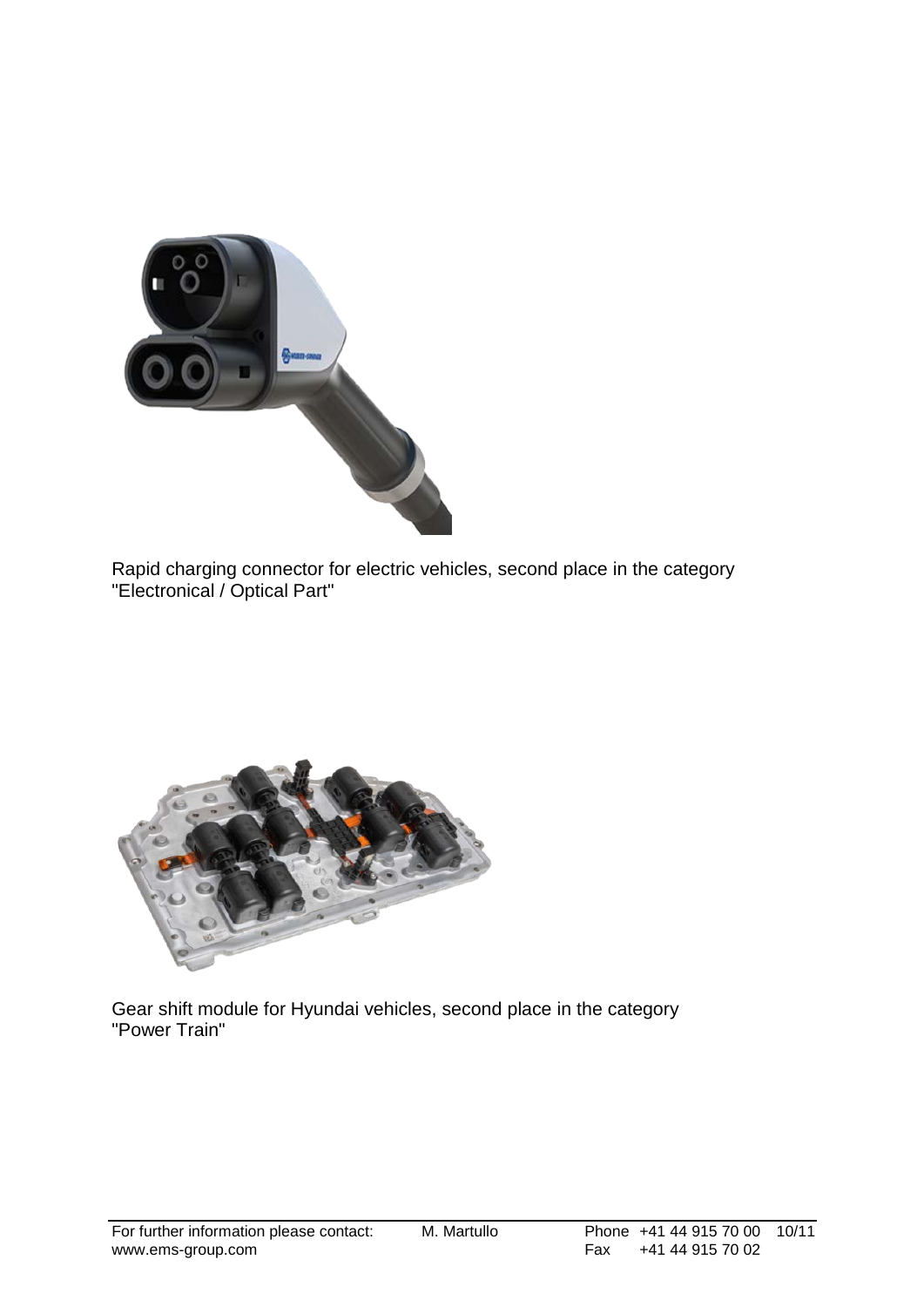Rapid charging connector for electric vehicles, second place in the category "Electronical / Optical Part"

Gear shift module for Hyundai vehicles, second place in the category "Power Train"

For further information please contact: M. Martullo Phone +41 44 915 70 00
www.ems-group.com Fax +41 44 915 70 02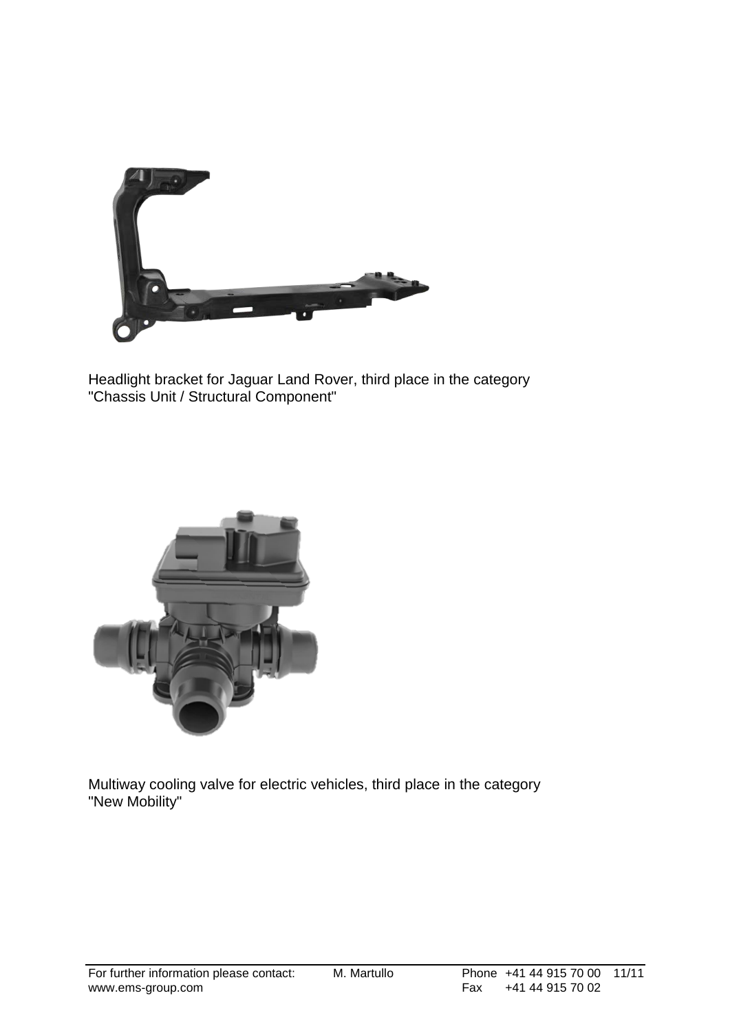Headlight bracket for Jaguar Land Rover, third place in the category "Chassis Unit / Structural Component"

Multiway cooling valve for electric vehicles, third place in the category "New Mobility"

For further information please contact: M. Martullo Phone +41 44 915 70 00
www.ems-group.com Fax +41 44 915 70 02